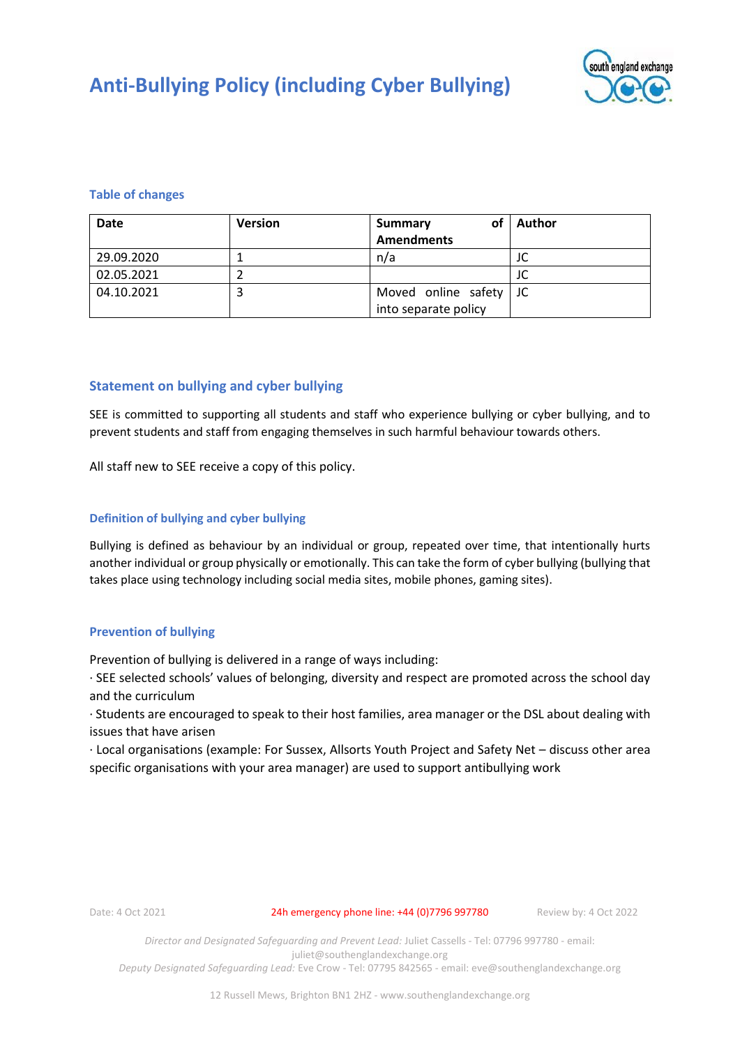# Anti-Bullying Policy (including Cyber Bullying)

### Table of changes

| Date | Version | Summary of Amendments | Author |
|---|---|---|---|
| 29.09.2020 | 1 | n/a | JC |
| 02.05.2021 | 2 | | JC |
| 04.10.2021 | 3 | Moved online safety into separate policy | JC |

## Statement on bullying and cyber bullying

SEE is committed to supporting all students and staff who experience bullying or cyber bullying, and to prevent students and staff from engaging themselves in such harmful behaviour towards others.

All staff new to SEE receive a copy of this policy.

### Definition of bullying and cyber bullying

Bullying is defined as behaviour by an individual or group, repeated over time, that intentionally hurts another individual or group physically or emotionally. This can take the form of cyber bullying (bullying that takes place using technology including social media sites, mobile phones, gaming sites).

### Prevention of bullying

Prevention of bullying is delivered in a range of ways including:

- SEE selected schools' values of belonging, diversity and respect are promoted across the school day and the curriculum
- Students are encouraged to speak to their host families, area manager or the DSL about dealing with issues that have arisen
- Local organisations (example: For Sussex, Allsorts Youth Project and Safety Net – discuss other area specific organisations with your area manager) are used to support antibullying work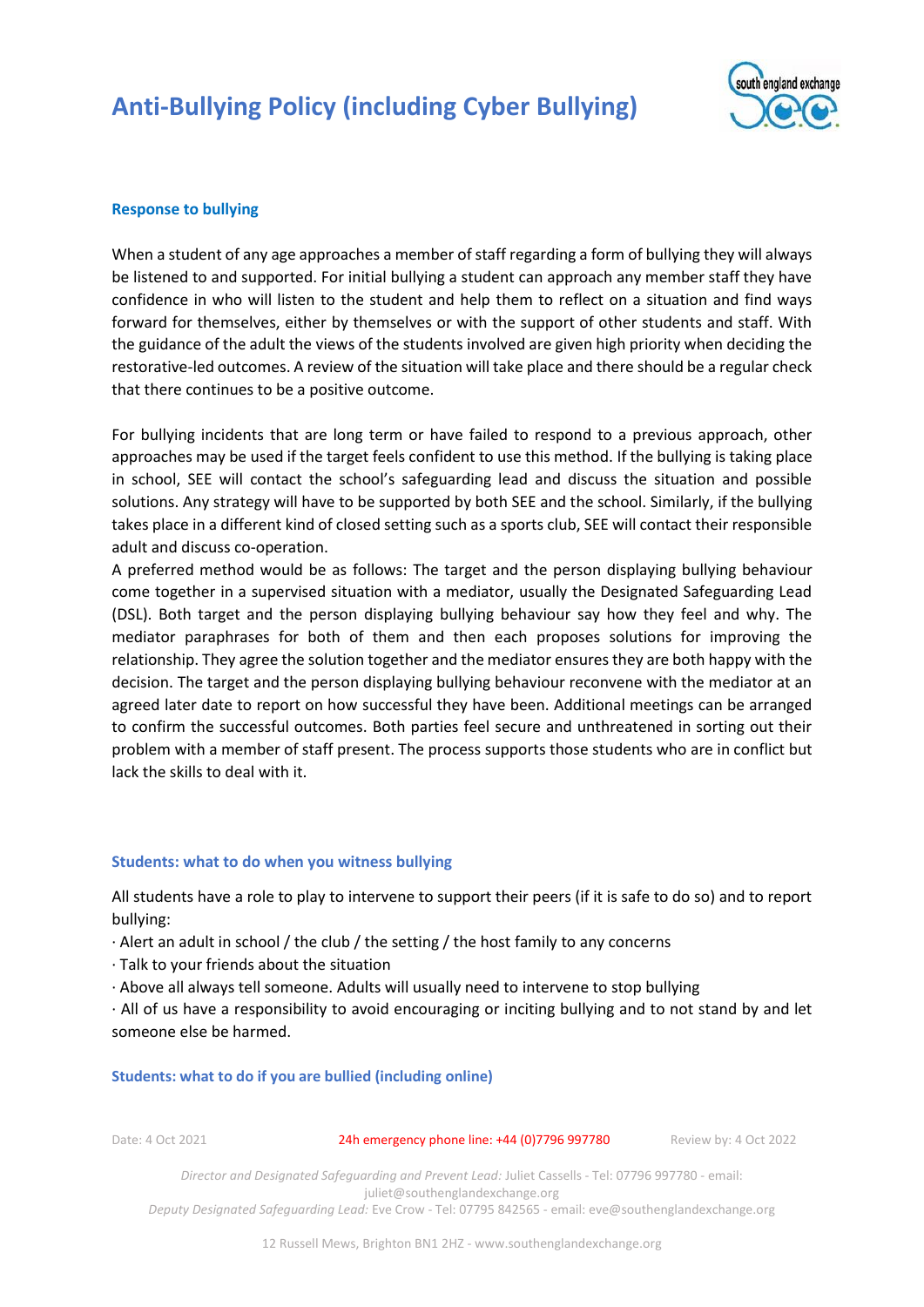## Response to bullying

When a student of any age approaches a member of staff regarding a form of bullying they will always be listened to and supported. For initial bullying a student can approach any member staff they have confidence in who will listen to the student and help them to reflect on a situation and find ways forward for themselves, either by themselves or with the support of other students and staff. With the guidance of the adult the views of the students involved are given high priority when deciding the restorative-led outcomes. A review of the situation will take place and there should be a regular check that there continues to be a positive outcome.

For bullying incidents that are long term or have failed to respond to a previous approach, other approaches may be used if the target feels confident to use this method. If the bullying is taking place in school, SEE will contact the school's safeguarding lead and discuss the situation and possible solutions. Any strategy will have to be supported by both SEE and the school. Similarly, if the bullying takes place in a different kind of closed setting such as a sports club, SEE will contact their responsible adult and discuss co-operation.

A preferred method would be as follows: The target and the person displaying bullying behaviour come together in a supervised situation with a mediator, usually the Designated Safeguarding Lead (DSL). Both target and the person displaying bullying behaviour say how they feel and why. The mediator paraphrases for both of them and then each proposes solutions for improving the relationship. They agree the solution together and the mediator ensures they are both happy with the decision. The target and the person displaying bullying behaviour reconvene with the mediator at an agreed later date to report on how successful they have been. Additional meetings can be arranged to confirm the successful outcomes. Both parties feel secure and unthreatened in sorting out their problem with a member of staff present. The process supports those students who are in conflict but lack the skills to deal with it.

### Students: what to do when you witness bullying

All students have a role to play to intervene to support their peers (if it is safe to do so) and to report bullying:

· Alert an adult in school / the club / the setting / the host family to any concerns
· Talk to your friends about the situation
· Above all always tell someone. Adults will usually need to intervene to stop bullying
· All of us have a responsibility to avoid encouraging or inciting bullying and to not stand by and let someone else be harmed.

### Students: what to do if you are bullied (including online)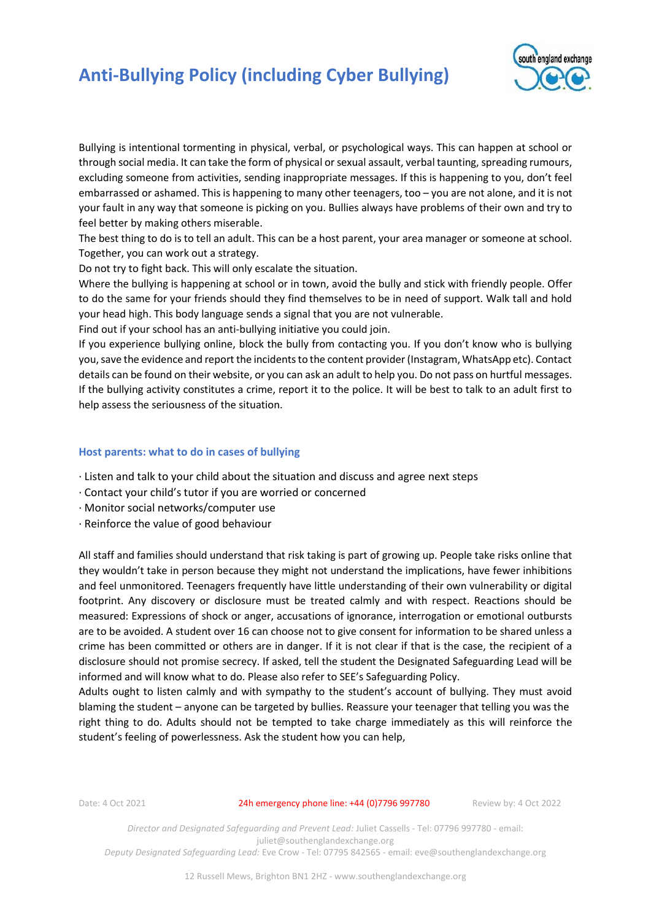# Anti-Bullying Policy (including Cyber Bullying)

Bullying is intentional tormenting in physical, verbal, or psychological ways. This can happen at school or through social media. It can take the form of physical or sexual assault, verbal taunting, spreading rumours, excluding someone from activities, sending inappropriate messages. If this is happening to you, don't feel embarrassed or ashamed. This is happening to many other teenagers, too – you are not alone, and it is not your fault in any way that someone is picking on you. Bullies always have problems of their own and try to feel better by making others miserable.

The best thing to do is to tell an adult. This can be a host parent, your area manager or someone at school. Together, you can work out a strategy.

Do not try to fight back. This will only escalate the situation.

Where the bullying is happening at school or in town, avoid the bully and stick with friendly people. Offer to do the same for your friends should they find themselves to be in need of support. Walk tall and hold your head high. This body language sends a signal that you are not vulnerable.

Find out if your school has an anti-bullying initiative you could join.

If you experience bullying online, block the bully from contacting you. If you don't know who is bullying you, save the evidence and report the incidents to the content provider (Instagram, WhatsApp etc). Contact details can be found on their website, or you can ask an adult to help you. Do not pass on hurtful messages. If the bullying activity constitutes a crime, report it to the police. It will be best to talk to an adult first to help assess the seriousness of the situation.

## Host parents: what to do in cases of bullying

- Listen and talk to your child about the situation and discuss and agree next steps
- Contact your child's tutor if you are worried or concerned
- Monitor social networks/computer use
- Reinforce the value of good behaviour

All staff and families should understand that risk taking is part of growing up. People take risks online that they wouldn't take in person because they might not understand the implications, have fewer inhibitions and feel unmonitored. Teenagers frequently have little understanding of their own vulnerability or digital footprint. Any discovery or disclosure must be treated calmly and with respect. Reactions should be measured: Expressions of shock or anger, accusations of ignorance, interrogation or emotional outbursts are to be avoided. A student over 16 can choose not to give consent for information to be shared unless a crime has been committed or others are in danger. If it is not clear if that is the case, the recipient of a disclosure should not promise secrecy. If asked, tell the student the Designated Safeguarding Lead will be informed and will know what to do. Please also refer to SEE's Safeguarding Policy.

Adults ought to listen calmly and with sympathy to the student's account of bullying. They must avoid blaming the student – anyone can be targeted by bullies. Reassure your teenager that telling you was the right thing to do. Adults should not be tempted to take charge immediately as this will reinforce the student's feeling of powerlessness. Ask the student how you can help,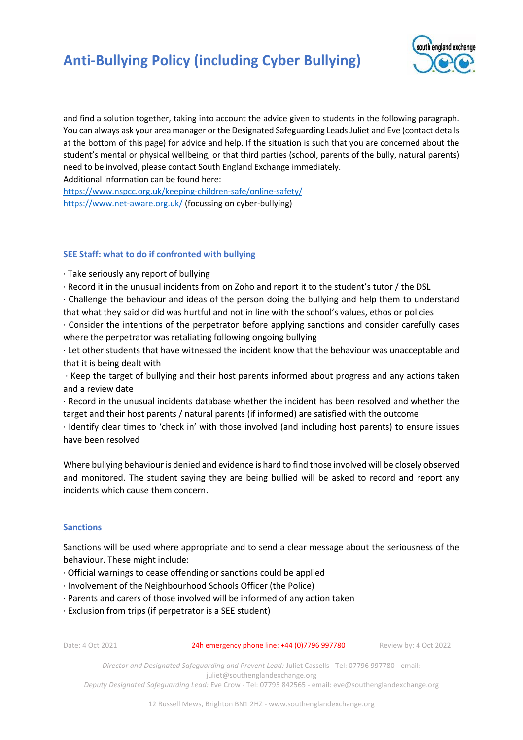and find a solution together, taking into account the advice given to students in the following paragraph. You can always ask your area manager or the Designated Safeguarding Leads Juliet and Eve (contact details at the bottom of this page) for advice and help. If the situation is such that you are concerned about the student's mental or physical wellbeing, or that third parties (school, parents of the bully, natural parents) need to be involved, please contact South England Exchange immediately.
Additional information can be found here:
[https://www.nspcc.org.uk/keeping-children-safe/online-safety/](https://www.nspcc.org.uk/keeping-children-safe/online-safety/)
[https://www.net-aware.org.uk/](https://www.net-aware.org.uk/) (focussing on cyber-bullying)

### SEE Staff: what to do if confronted with bullying

· Take seriously any report of bullying
· Record it in the unusual incidents from on Zoho and report it to the student's tutor / the DSL
· Challenge the behaviour and ideas of the person doing the bullying and help them to understand that what they said or did was hurtful and not in line with the school's values, ethos or policies
· Consider the intentions of the perpetrator before applying sanctions and consider carefully cases where the perpetrator was retaliating following ongoing bullying
· Let other students that have witnessed the incident know that the behaviour was unacceptable and that it is being dealt with
· Keep the target of bullying and their host parents informed about progress and any actions taken and a review date
· Record in the unusual incidents database whether the incident has been resolved and whether the target and their host parents / natural parents (if informed) are satisfied with the outcome
· Identify clear times to 'check in' with those involved (and including host parents) to ensure issues have been resolved

Where bullying behaviour is denied and evidence is hard to find those involved will be closely observed and monitored. The student saying they are being bullied will be asked to record and report any incidents which cause them concern.

### Sanctions

Sanctions will be used where appropriate and to send a clear message about the seriousness of the behaviour. These might include:
· Official warnings to cease offending or sanctions could be applied
· Involvement of the Neighbourhood Schools Officer (the Police)
· Parents and carers of those involved will be informed of any action taken
· Exclusion from trips (if perpetrator is a SEE student)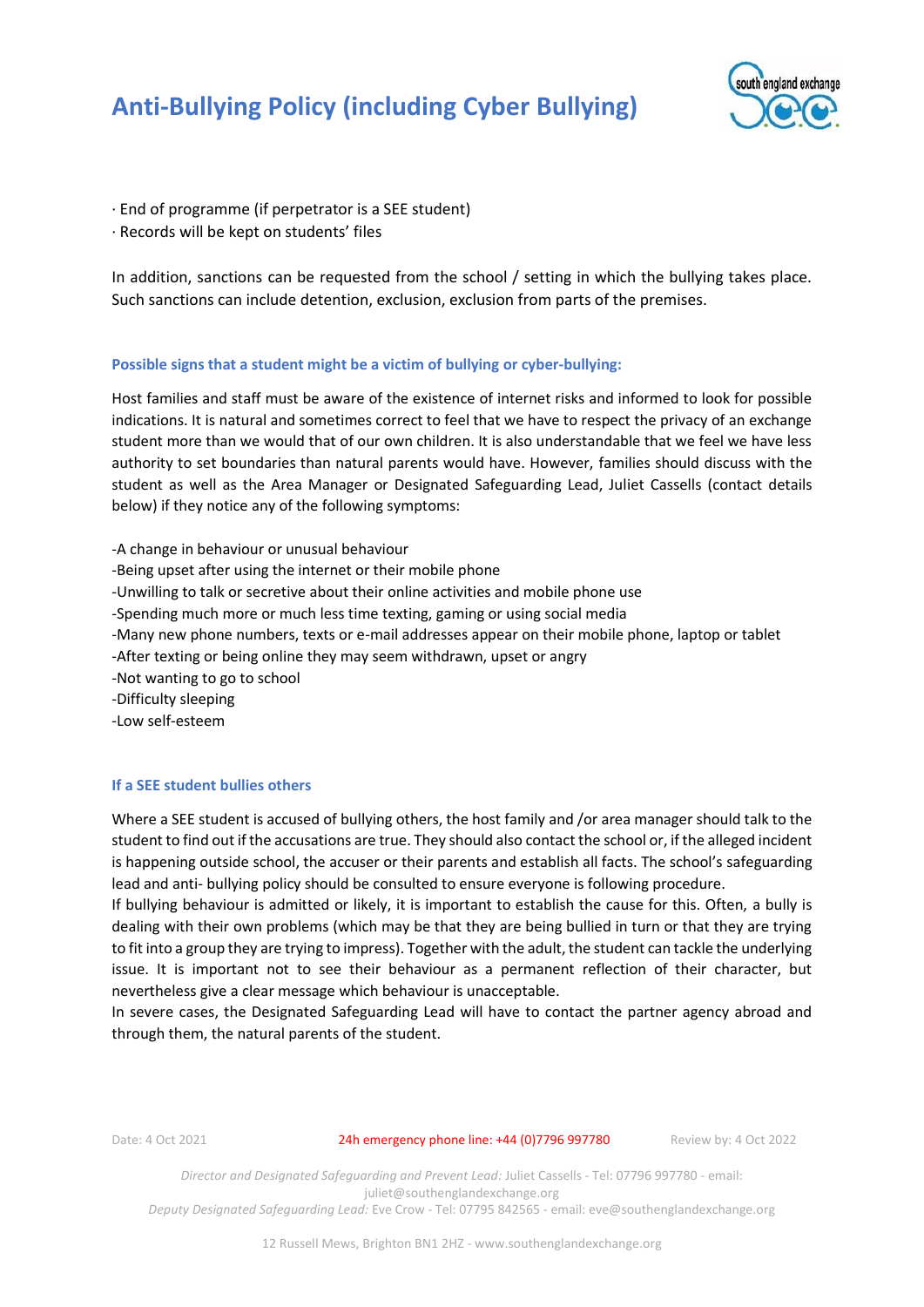· End of programme (if perpetrator is a SEE student)
· Records will be kept on students' files

In addition, sanctions can be requested from the school / setting in which the bullying takes place. Such sanctions can include detention, exclusion, exclusion from parts of the premises.

### Possible signs that a student might be a victim of bullying or cyber-bullying:

Host families and staff must be aware of the existence of internet risks and informed to look for possible indications. It is natural and sometimes correct to feel that we have to respect the privacy of an exchange student more than we would that of our own children. It is also understandable that we feel we have less authority to set boundaries than natural parents would have. However, families should discuss with the student as well as the Area Manager or Designated Safeguarding Lead, Juliet Cassells (contact details below) if they notice any of the following symptoms:

-A change in behaviour or unusual behaviour
-Being upset after using the internet or their mobile phone
-Unwilling to talk or secretive about their online activities and mobile phone use
-Spending much more or much less time texting, gaming or using social media
-Many new phone numbers, texts or e-mail addresses appear on their mobile phone, laptop or tablet
-After texting or being online they may seem withdrawn, upset or angry
-Not wanting to go to school
-Difficulty sleeping
-Low self-esteem

### If a SEE student bullies others

Where a SEE student is accused of bullying others, the host family and /or area manager should talk to the student to find out if the accusations are true. They should also contact the school or, if the alleged incident is happening outside school, the accuser or their parents and establish all facts. The school's safeguarding lead and anti- bullying policy should be consulted to ensure everyone is following procedure.
If bullying behaviour is admitted or likely, it is important to establish the cause for this. Often, a bully is dealing with their own problems (which may be that they are being bullied in turn or that they are trying to fit into a group they are trying to impress). Together with the adult, the student can tackle the underlying issue. It is important not to see their behaviour as a permanent reflection of their character, but nevertheless give a clear message which behaviour is unacceptable.
In severe cases, the Designated Safeguarding Lead will have to contact the partner agency abroad and through them, the natural parents of the student.